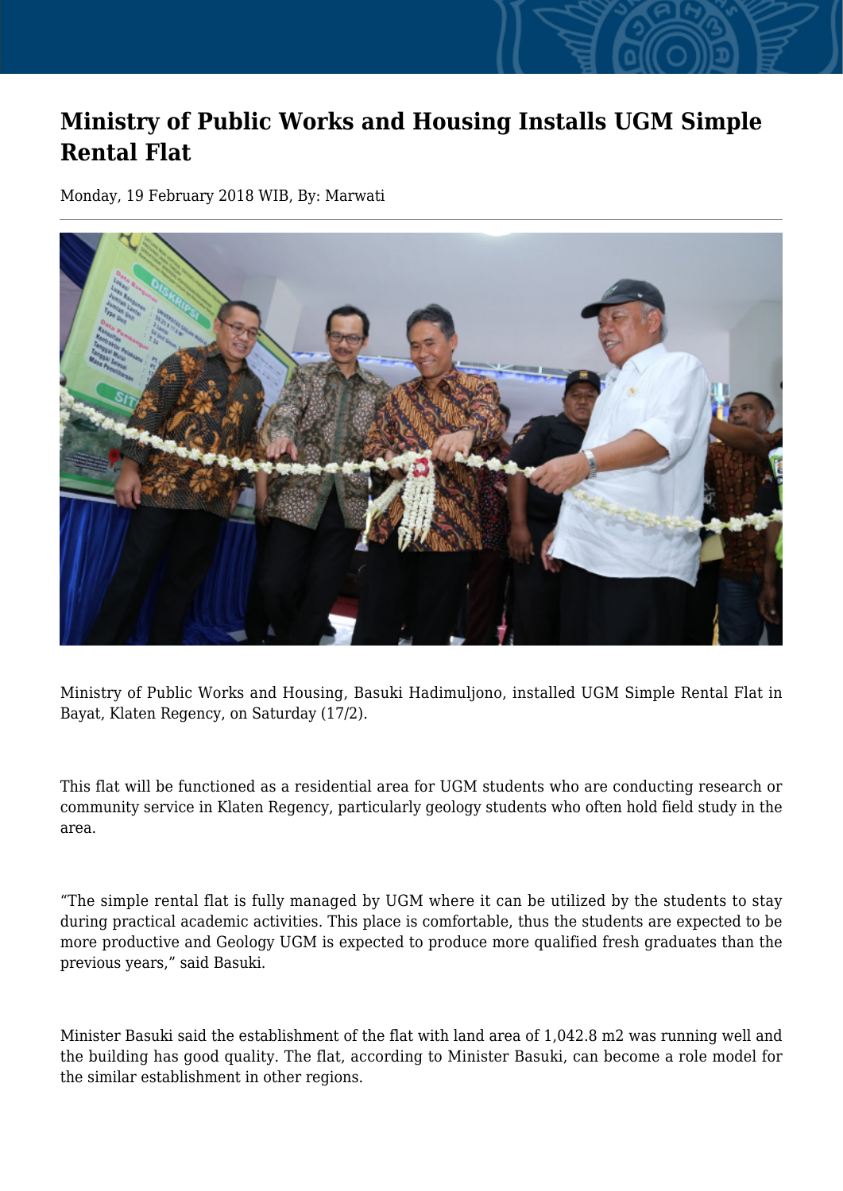# Ministry of Public Works and Housing Installs UGM Simple Rental Flat

Monday, 19 February 2018 WIB, By: Marwati

Ministry of Public Works and Housing, Basuki Hadimuljono, installed UGM Simple Rental Flat in Bayat, Klaten Regency, on Saturday (17/2).

This flat will be functioned as a residential area for UGM students who are conducting research or community service in Klaten Regency, particularly geology students who often hold field study in the area.

"The simple rental flat is fully managed by UGM where it can be utilized by the students to stay during practical academic activities. This place is comfortable, thus the students are expected to be more productive and Geology UGM is expected to produce more qualified fresh graduates than the previous years," said Basuki.

Minister Basuki said the establishment of the flat with land area of 1,042.8 m2 was running well and the building has good quality. The flat, according to Minister Basuki, can become a role model for the similar establishment in other regions.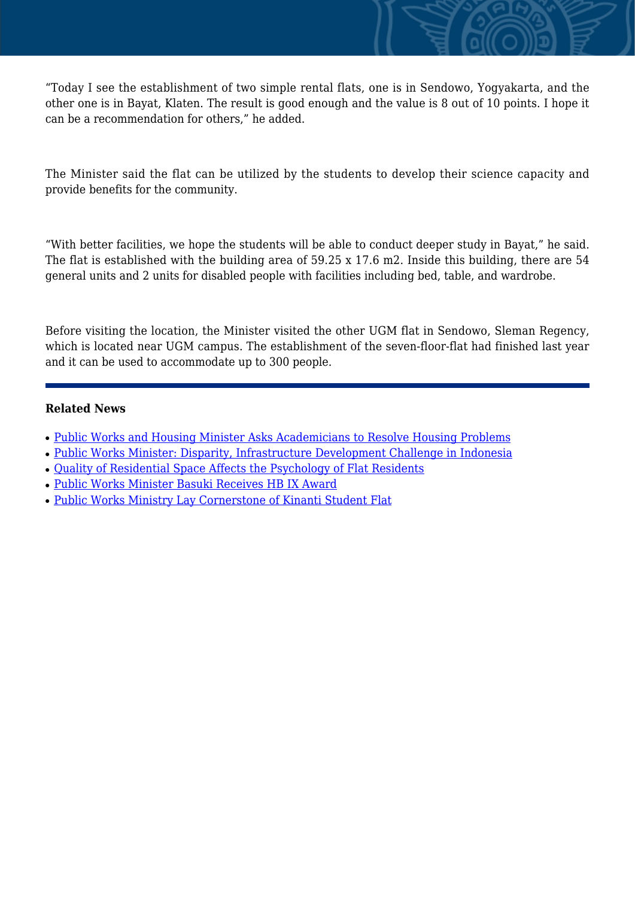"Today I see the establishment of two simple rental flats, one is in Sendowo, Yogyakarta, and the other one is in Bayat, Klaten. The result is good enough and the value is 8 out of 10 points. I hope it can be a recommendation for others," he added.

The Minister said the flat can be utilized by the students to develop their science capacity and provide benefits for the community.

"With better facilities, we hope the students will be able to conduct deeper study in Bayat," he said. The flat is established with the building area of 59.25 x 17.6 m2. Inside this building, there are 54 general units and 2 units for disabled people with facilities including bed, table, and wardrobe.

Before visiting the location, the Minister visited the other UGM flat in Sendowo, Sleman Regency, which is located near UGM campus. The establishment of the seven-floor-flat had finished last year and it can be used to accommodate up to 300 people.

---

**Related News**

- Public Works and Housing Minister Asks Academicians to Resolve Housing Problems
- Public Works Minister: Disparity, Infrastructure Development Challenge in Indonesia
- Quality of Residential Space Affects the Psychology of Flat Residents
- Public Works Minister Basuki Receives HB IX Award
- Public Works Ministry Lay Cornerstone of Kinanti Student Flat